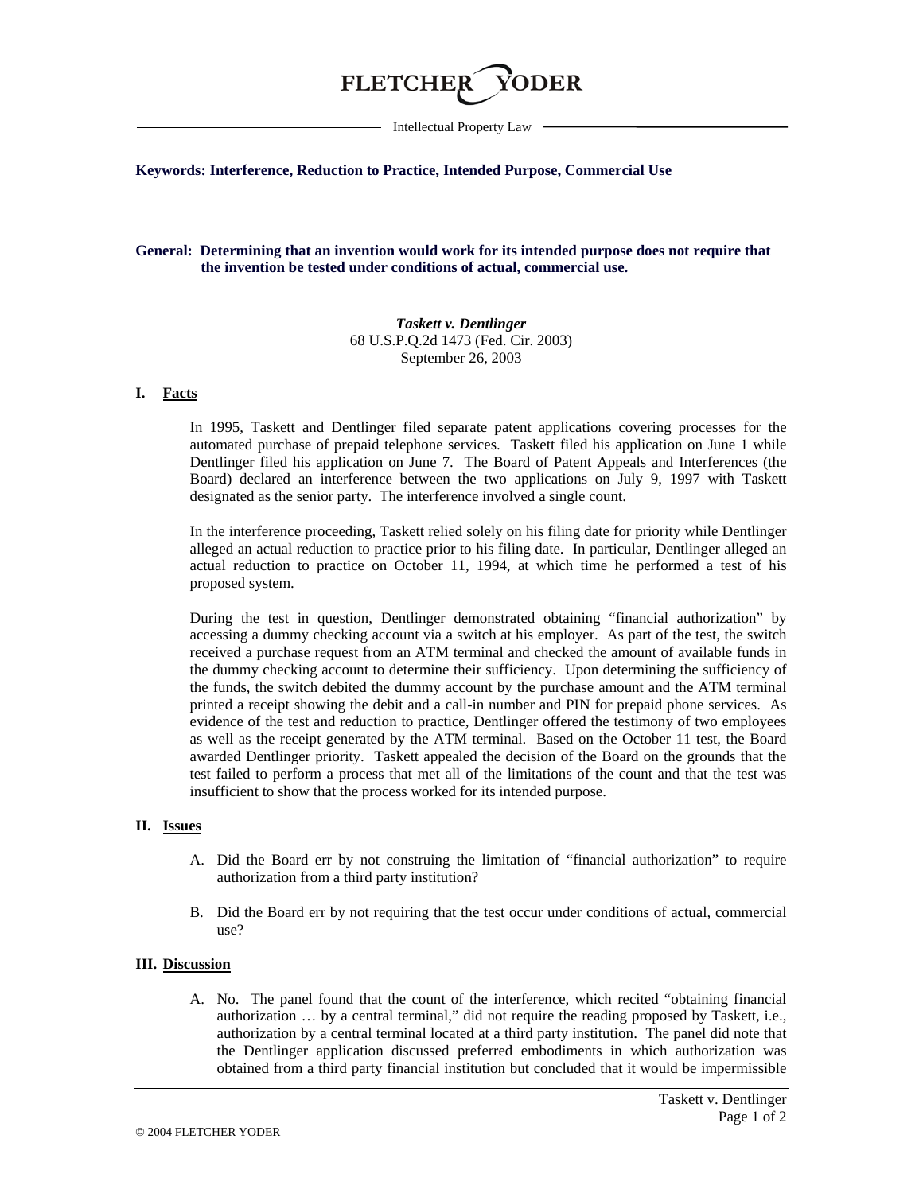# FLETCHER YODER

Intellectual Property Law

**Keywords: Interference, Reduction to Practice, Intended Purpose, Commercial Use**

**General: Determining that an invention would work for its intended purpose does not require that the invention be tested under conditions of actual, commercial use.**

***Taskett v. Dentlinger***
68 U.S.P.Q.2d 1473 (Fed. Cir. 2003)
September 26, 2003

## I. Facts

In 1995, Taskett and Dentlinger filed separate patent applications covering processes for the automated purchase of prepaid telephone services. Taskett filed his application on June 1 while Dentlinger filed his application on June 7. The Board of Patent Appeals and Interferences (the Board) declared an interference between the two applications on July 9, 1997 with Taskett designated as the senior party. The interference involved a single count.

In the interference proceeding, Taskett relied solely on his filing date for priority while Dentlinger alleged an actual reduction to practice prior to his filing date. In particular, Dentlinger alleged an actual reduction to practice on October 11, 1994, at which time he performed a test of his proposed system.

During the test in question, Dentlinger demonstrated obtaining "financial authorization" by accessing a dummy checking account via a switch at his employer. As part of the test, the switch received a purchase request from an ATM terminal and checked the amount of available funds in the dummy checking account to determine their sufficiency. Upon determining the sufficiency of the funds, the switch debited the dummy account by the purchase amount and the ATM terminal printed a receipt showing the debit and a call-in number and PIN for prepaid phone services. As evidence of the test and reduction to practice, Dentlinger offered the testimony of two employees as well as the receipt generated by the ATM terminal. Based on the October 11 test, the Board awarded Dentlinger priority. Taskett appealed the decision of the Board on the grounds that the test failed to perform a process that met all of the limitations of the count and that the test was insufficient to show that the process worked for its intended purpose.

## II. Issues

A. Did the Board err by not construing the limitation of "financial authorization" to require authorization from a third party institution?

B. Did the Board err by not requiring that the test occur under conditions of actual, commercial use?

## III. Discussion

A. No. The panel found that the count of the interference, which recited "obtaining financial authorization … by a central terminal," did not require the reading proposed by Taskett, i.e., authorization by a central terminal located at a third party institution. The panel did note that the Dentlinger application discussed preferred embodiments in which authorization was obtained from a third party financial institution but concluded that it would be impermissible

© 2004 FLETCHER YODER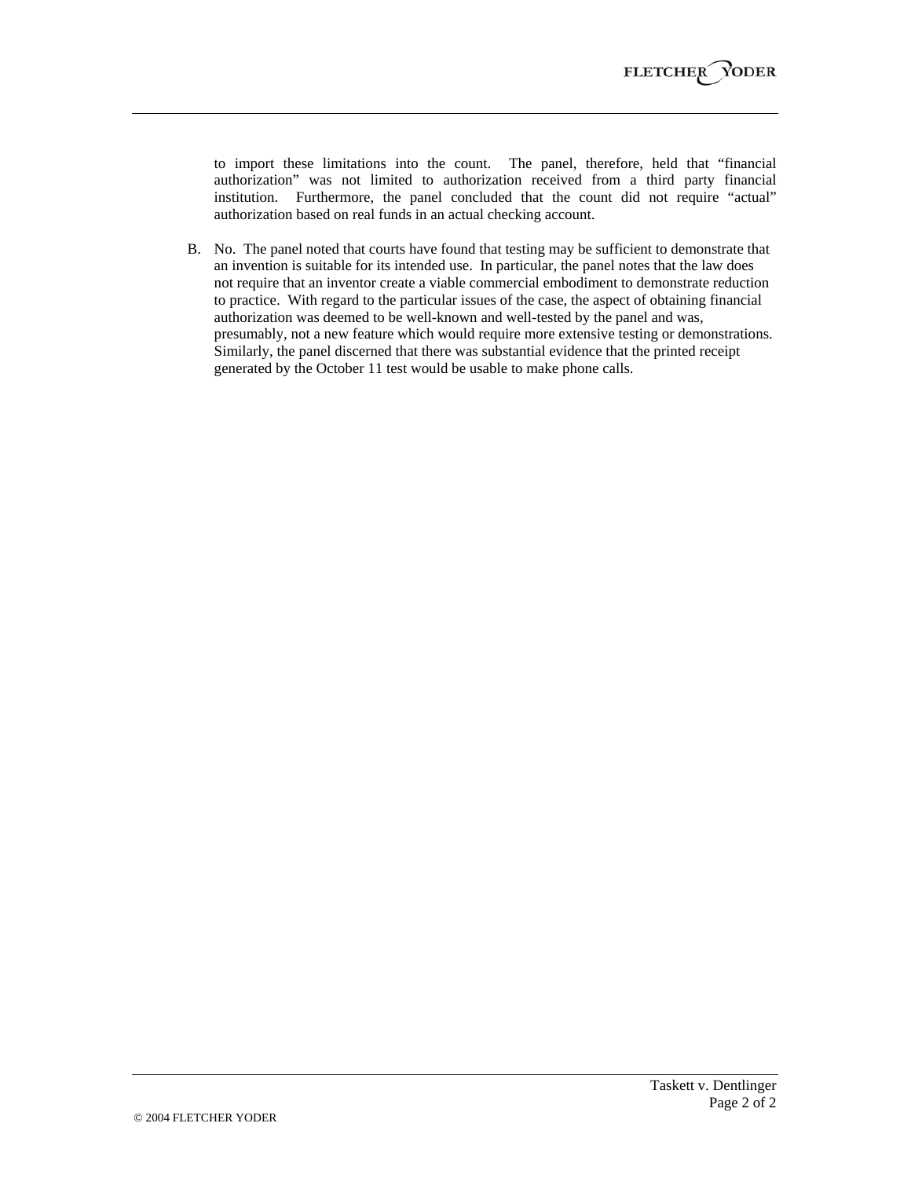to import these limitations into the count. The panel, therefore, held that "financial authorization" was not limited to authorization received from a third party financial institution. Furthermore, the panel concluded that the count did not require "actual" authorization based on real funds in an actual checking account.

B. No. The panel noted that courts have found that testing may be sufficient to demonstrate that an invention is suitable for its intended use. In particular, the panel notes that the law does not require that an inventor create a viable commercial embodiment to demonstrate reduction to practice. With regard to the particular issues of the case, the aspect of obtaining financial authorization was deemed to be well-known and well-tested by the panel and was, presumably, not a new feature which would require more extensive testing or demonstrations. Similarly, the panel discerned that there was substantial evidence that the printed receipt generated by the October 11 test would be usable to make phone calls.